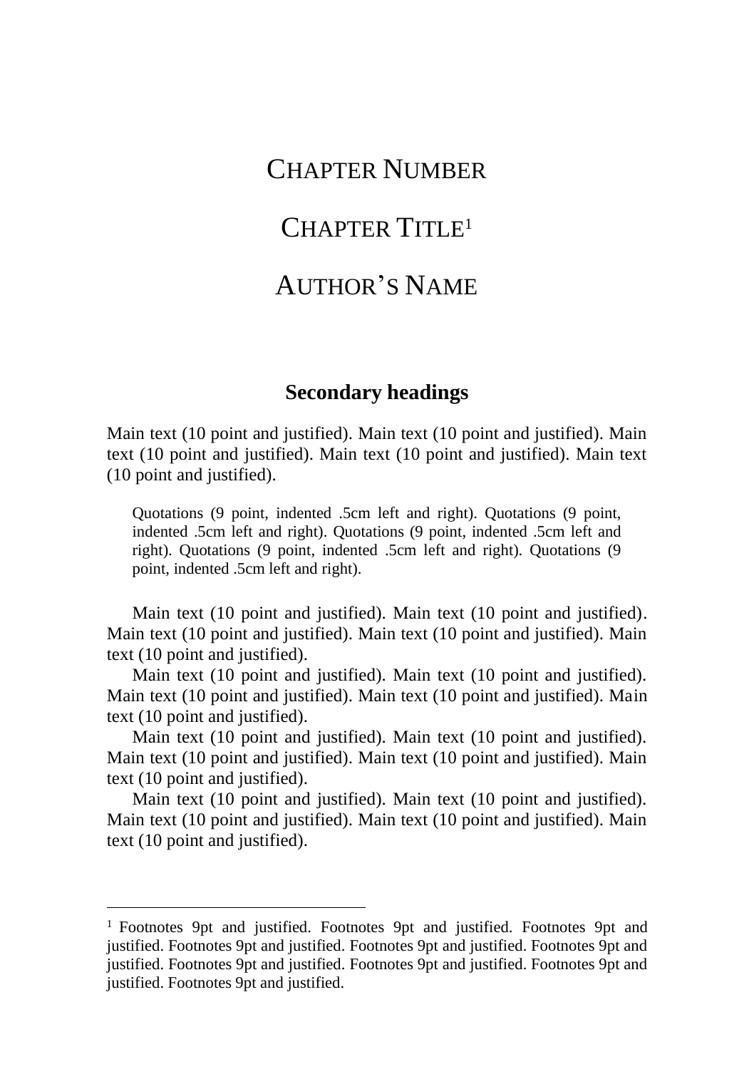# CHAPTER NUMBER

# CHAPTER TITLE[1]

# AUTHOR'S NAME

## Secondary headings

Main text (10 point and justified). Main text (10 point and justified). Main text (10 point and justified). Main text (10 point and justified). Main text (10 point and justified).

> Quotations (9 point, indented .5cm left and right). Quotations (9 point, indented .5cm left and right). Quotations (9 point, indented .5cm left and right). Quotations (9 point, indented .5cm left and right). Quotations (9 point, indented .5cm left and right).

Main text (10 point and justified). Main text (10 point and justified). Main text (10 point and justified). Main text (10 point and justified). Main text (10 point and justified).

Main text (10 point and justified). Main text (10 point and justified). Main text (10 point and justified). Main text (10 point and justified). Main text (10 point and justified).

Main text (10 point and justified). Main text (10 point and justified). Main text (10 point and justified). Main text (10 point and justified). Main text (10 point and justified).

Main text (10 point and justified). Main text (10 point and justified). Main text (10 point and justified). Main text (10 point and justified). Main text (10 point and justified).

---

[1] Footnotes 9pt and justified. Footnotes 9pt and justified. Footnotes 9pt and justified. Footnotes 9pt and justified. Footnotes 9pt and justified. Footnotes 9pt and justified. Footnotes 9pt and justified. Footnotes 9pt and justified. Footnotes 9pt and justified. Footnotes 9pt and justified.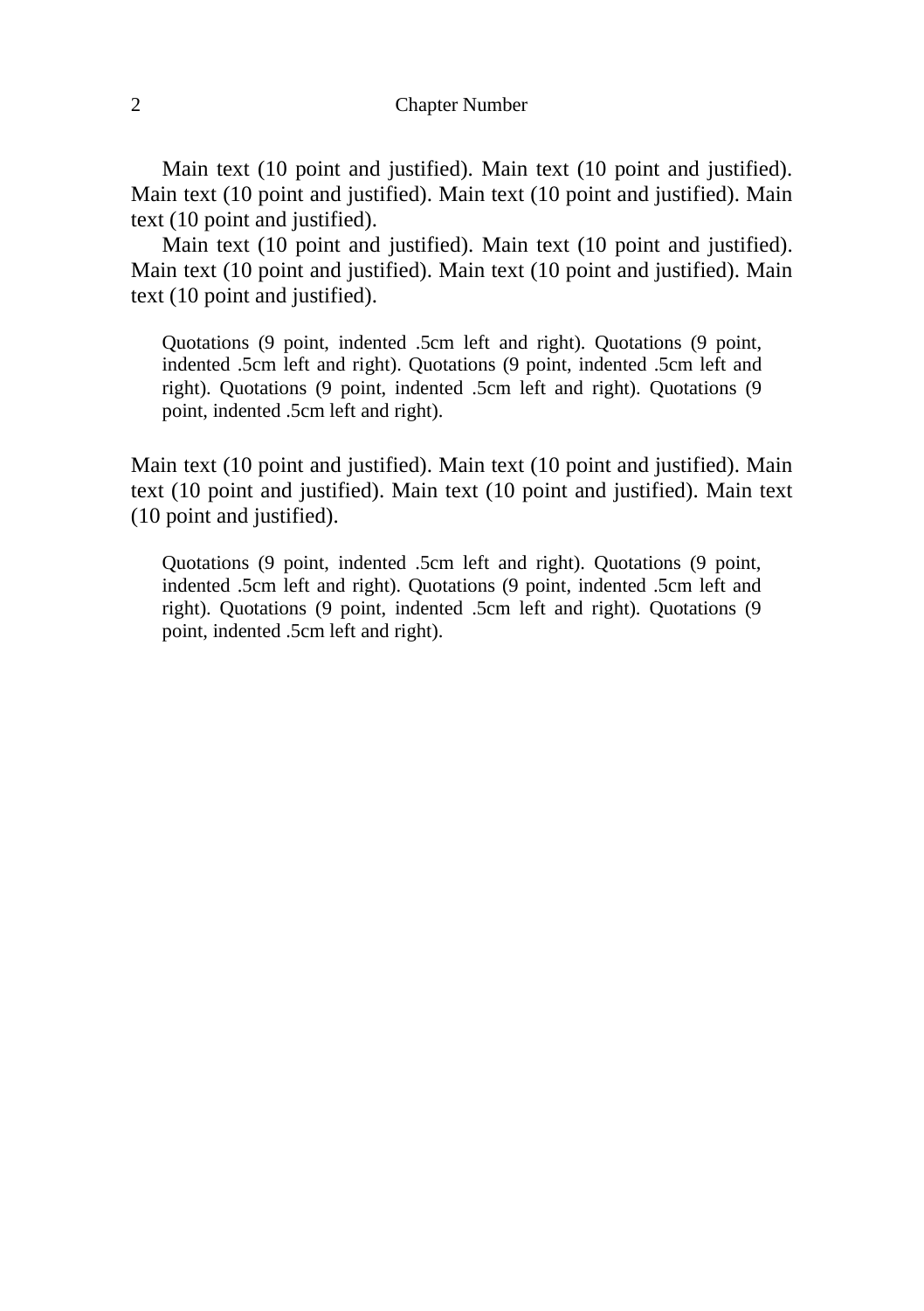Main text (10 point and justified). Main text (10 point and justified). Main text (10 point and justified). Main text (10 point and justified). Main text (10 point and justified).

Main text (10 point and justified). Main text (10 point and justified). Main text (10 point and justified). Main text (10 point and justified). Main text (10 point and justified).

> Quotations (9 point, indented .5cm left and right). Quotations (9 point, indented .5cm left and right). Quotations (9 point, indented .5cm left and right). Quotations (9 point, indented .5cm left and right). Quotations (9 point, indented .5cm left and right).

Main text (10 point and justified). Main text (10 point and justified). Main text (10 point and justified). Main text (10 point and justified). Main text (10 point and justified).

> Quotations (9 point, indented .5cm left and right). Quotations (9 point, indented .5cm left and right). Quotations (9 point, indented .5cm left and right). Quotations (9 point, indented .5cm left and right). Quotations (9 point, indented .5cm left and right).